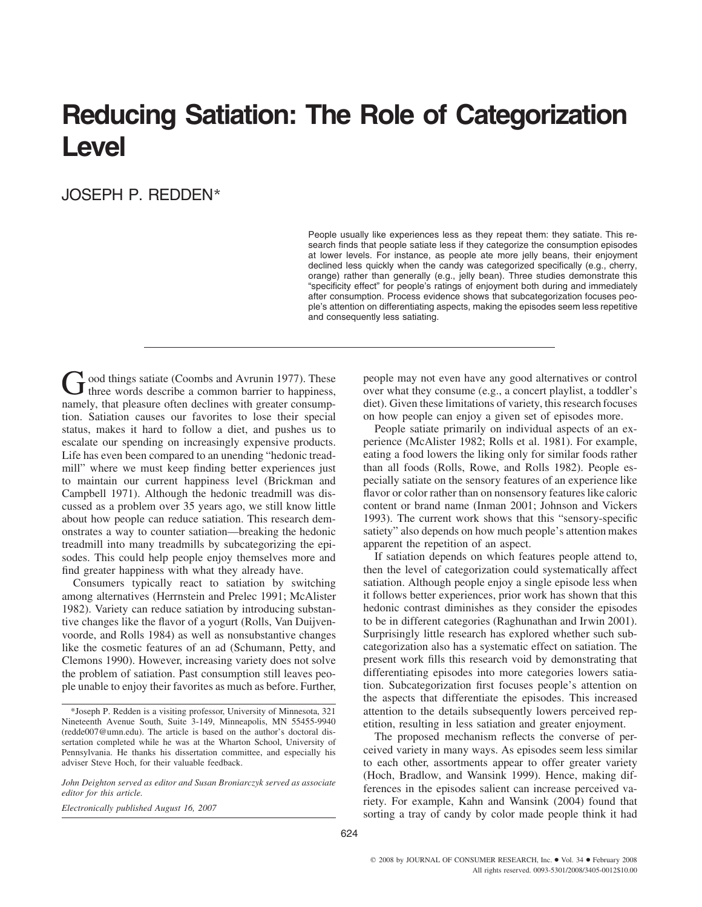# Reducing Satiation: The Role of Categorization Level

JOSEPH P. REDDEN*

People usually like experiences less as they repeat them: they satiate. This research finds that people satiate less if they categorize the consumption episodes at lower levels. For instance, as people ate more jelly beans, their enjoyment declined less quickly when the candy was categorized specifically (e.g., cherry, orange) rather than generally (e.g., jelly bean). Three studies demonstrate this "specificity effect" for people's ratings of enjoyment both during and immediately after consumption. Process evidence shows that subcategorization focuses people's attention on differentiating aspects, making the episodes seem less repetitive and consequently less satiating.

---

Good things satiate (Coombs and Avrunin 1977). These three words describe a common barrier to happiness, namely, that pleasure often declines with greater consumption. Satiation causes our favorites to lose their special status, makes it hard to follow a diet, and pushes us to escalate our spending on increasingly expensive products. Life has even been compared to an unending "hedonic treadmill" where we must keep finding better experiences just to maintain our current happiness level (Brickman and Campbell 1971). Although the hedonic treadmill was discussed as a problem over 35 years ago, we still know little about how people can reduce satiation. This research demonstrates a way to counter satiation—breaking the hedonic treadmill into many treadmills by subcategorizing the episodes. This could help people enjoy themselves more and find greater happiness with what they already have.

Consumers typically react to satiation by switching among alternatives (Herrnstein and Prelec 1991; McAlister 1982). Variety can reduce satiation by introducing substantive changes like the flavor of a yogurt (Rolls, Van Duijvenvoorde, and Rolls 1984) as well as nonsubstantive changes like the cosmetic features of an ad (Schumann, Petty, and Clemons 1990). However, increasing variety does not solve the problem of satiation. Past consumption still leaves people unable to enjoy their favorites as much as before. Further, people may not even have any good alternatives or control over what they consume (e.g., a concert playlist, a toddler's diet). Given these limitations of variety, this research focuses on how people can enjoy a given set of episodes more.

People satiate primarily on individual aspects of an experience (McAlister 1982; Rolls et al. 1981). For example, eating a food lowers the liking only for similar foods rather than all foods (Rolls, Rowe, and Rolls 1982). People especially satiate on the sensory features of an experience like flavor or color rather than on nonsensory features like caloric content or brand name (Inman 2001; Johnson and Vickers 1993). The current work shows that this "sensory-specific satiety" also depends on how much people's attention makes apparent the repetition of an aspect.

If satiation depends on which features people attend to, then the level of categorization could systematically affect satiation. Although people enjoy a single episode less when it follows better experiences, prior work has shown that this hedonic contrast diminishes as they consider the episodes to be in different categories (Raghunathan and Irwin 2001). Surprisingly little research has explored whether such subcategorization also has a systematic effect on satiation. The present work fills this research void by demonstrating that differentiating episodes into more categories lowers satiation. Subcategorization first focuses people's attention on the aspects that differentiate the episodes. This increased attention to the details subsequently lowers perceived repetition, resulting in less satiation and greater enjoyment.

The proposed mechanism reflects the converse of perceived variety in many ways. As episodes seem less similar to each other, assortments appear to offer greater variety (Hoch, Bradlow, and Wansink 1999). Hence, making differences in the episodes salient can increase perceived variety. For example, Kahn and Wansink (2004) found that sorting a tray of candy by color made people think it had

*Joseph P. Redden is a visiting professor, University of Minnesota, 321 Nineteenth Avenue South, Suite 3-149, Minneapolis, MN 55455-9940 (redde007@umn.edu). The article is based on the author's doctoral dissertation completed while he was at the Wharton School, University of Pennsylvania. He thanks his dissertation committee, and especially his adviser Steve Hoch, for their valuable feedback.

*John Deighton served as editor and Susan Broniarczyk served as associate editor for this article.*

*Electronically published August 16, 2007*

© 2008 by JOURNAL OF CONSUMER RESEARCH, Inc. • Vol. 34 • February 2008
All rights reserved. 0093-5301/2008/3405-0012$10.00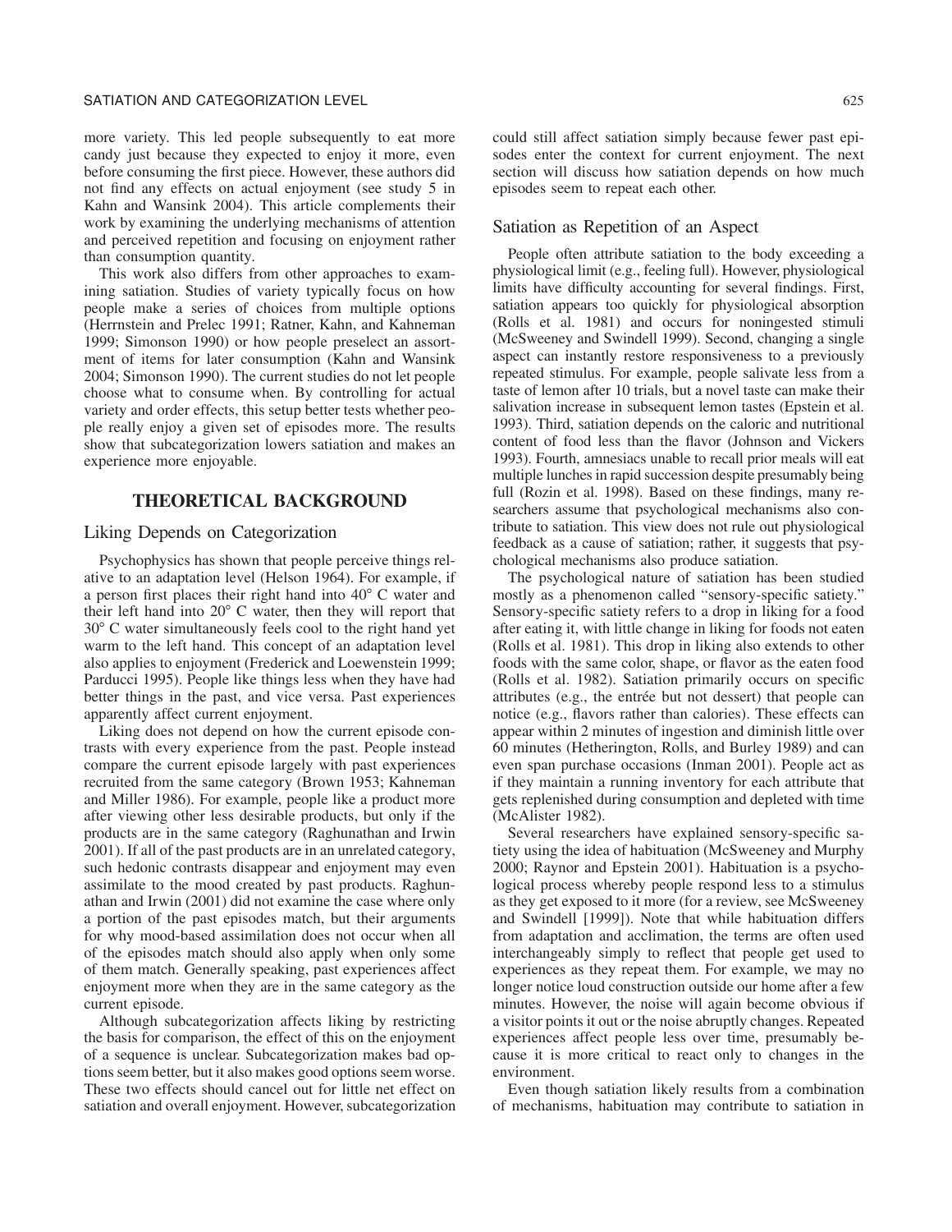more variety. This led people subsequently to eat more candy just because they expected to enjoy it more, even before consuming the first piece. However, these authors did not find any effects on actual enjoyment (see study 5 in Kahn and Wansink 2004). This article complements their work by examining the underlying mechanisms of attention and perceived repetition and focusing on enjoyment rather than consumption quantity.

This work also differs from other approaches to examining satiation. Studies of variety typically focus on how people make a series of choices from multiple options (Herrnstein and Prelec 1991; Ratner, Kahn, and Kahneman 1999; Simonson 1990) or how people preselect an assortment of items for later consumption (Kahn and Wansink 2004; Simonson 1990). The current studies do not let people choose what to consume when. By controlling for actual variety and order effects, this setup better tests whether people really enjoy a given set of episodes more. The results show that subcategorization lowers satiation and makes an experience more enjoyable.

## THEORETICAL BACKGROUND

### Liking Depends on Categorization

Psychophysics has shown that people perceive things relative to an adaptation level (Helson 1964). For example, if a person first places their right hand into 40° C water and their left hand into 20° C water, then they will report that 30° C water simultaneously feels cool to the right hand yet warm to the left hand. This concept of an adaptation level also applies to enjoyment (Frederick and Loewenstein 1999; Parducci 1995). People like things less when they have had better things in the past, and vice versa. Past experiences apparently affect current enjoyment.

Liking does not depend on how the current episode contrasts with every experience from the past. People instead compare the current episode largely with past experiences recruited from the same category (Brown 1953; Kahneman and Miller 1986). For example, people like a product more after viewing other less desirable products, but only if the products are in the same category (Raghunathan and Irwin 2001). If all of the past products are in an unrelated category, such hedonic contrasts disappear and enjoyment may even assimilate to the mood created by past products. Raghunathan and Irwin (2001) did not examine the case where only a portion of the past episodes match, but their arguments for why mood-based assimilation does not occur when all of the episodes match should also apply when only some of them match. Generally speaking, past experiences affect enjoyment more when they are in the same category as the current episode.

Although subcategorization affects liking by restricting the basis for comparison, the effect of this on the enjoyment of a sequence is unclear. Subcategorization makes bad options seem better, but it also makes good options seem worse. These two effects should cancel out for little net effect on satiation and overall enjoyment. However, subcategorization could still affect satiation simply because fewer past episodes enter the context for current enjoyment. The next section will discuss how satiation depends on how much episodes seem to repeat each other.

### Satiation as Repetition of an Aspect

People often attribute satiation to the body exceeding a physiological limit (e.g., feeling full). However, physiological limits have difficulty accounting for several findings. First, satiation appears too quickly for physiological absorption (Rolls et al. 1981) and occurs for noningested stimuli (McSweeney and Swindell 1999). Second, changing a single aspect can instantly restore responsiveness to a previously repeated stimulus. For example, people salivate less from a taste of lemon after 10 trials, but a novel taste can make their salivation increase in subsequent lemon tastes (Epstein et al. 1993). Third, satiation depends on the caloric and nutritional content of food less than the flavor (Johnson and Vickers 1993). Fourth, amnesiacs unable to recall prior meals will eat multiple lunches in rapid succession despite presumably being full (Rozin et al. 1998). Based on these findings, many researchers assume that psychological mechanisms also contribute to satiation. This view does not rule out physiological feedback as a cause of satiation; rather, it suggests that psychological mechanisms also produce satiation.

The psychological nature of satiation has been studied mostly as a phenomenon called "sensory-specific satiety." Sensory-specific satiety refers to a drop in liking for a food after eating it, with little change in liking for foods not eaten (Rolls et al. 1981). This drop in liking also extends to other foods with the same color, shape, or flavor as the eaten food (Rolls et al. 1982). Satiation primarily occurs on specific attributes (e.g., the entrée but not dessert) that people can notice (e.g., flavors rather than calories). These effects can appear within 2 minutes of ingestion and diminish little over 60 minutes (Hetherington, Rolls, and Burley 1989) and can even span purchase occasions (Inman 2001). People act as if they maintain a running inventory for each attribute that gets replenished during consumption and depleted with time (McAlister 1982).

Several researchers have explained sensory-specific satiety using the idea of habituation (McSweeney and Murphy 2000; Raynor and Epstein 2001). Habituation is a psychological process whereby people respond less to a stimulus as they get exposed to it more (for a review, see McSweeney and Swindell [1999]). Note that while habituation differs from adaptation and acclimation, the terms are often used interchangeably simply to reflect that people get used to experiences as they repeat them. For example, we may no longer notice loud construction outside our home after a few minutes. However, the noise will again become obvious if a visitor points it out or the noise abruptly changes. Repeated experiences affect people less over time, presumably because it is more critical to react only to changes in the environment.

Even though satiation likely results from a combination of mechanisms, habituation may contribute to satiation in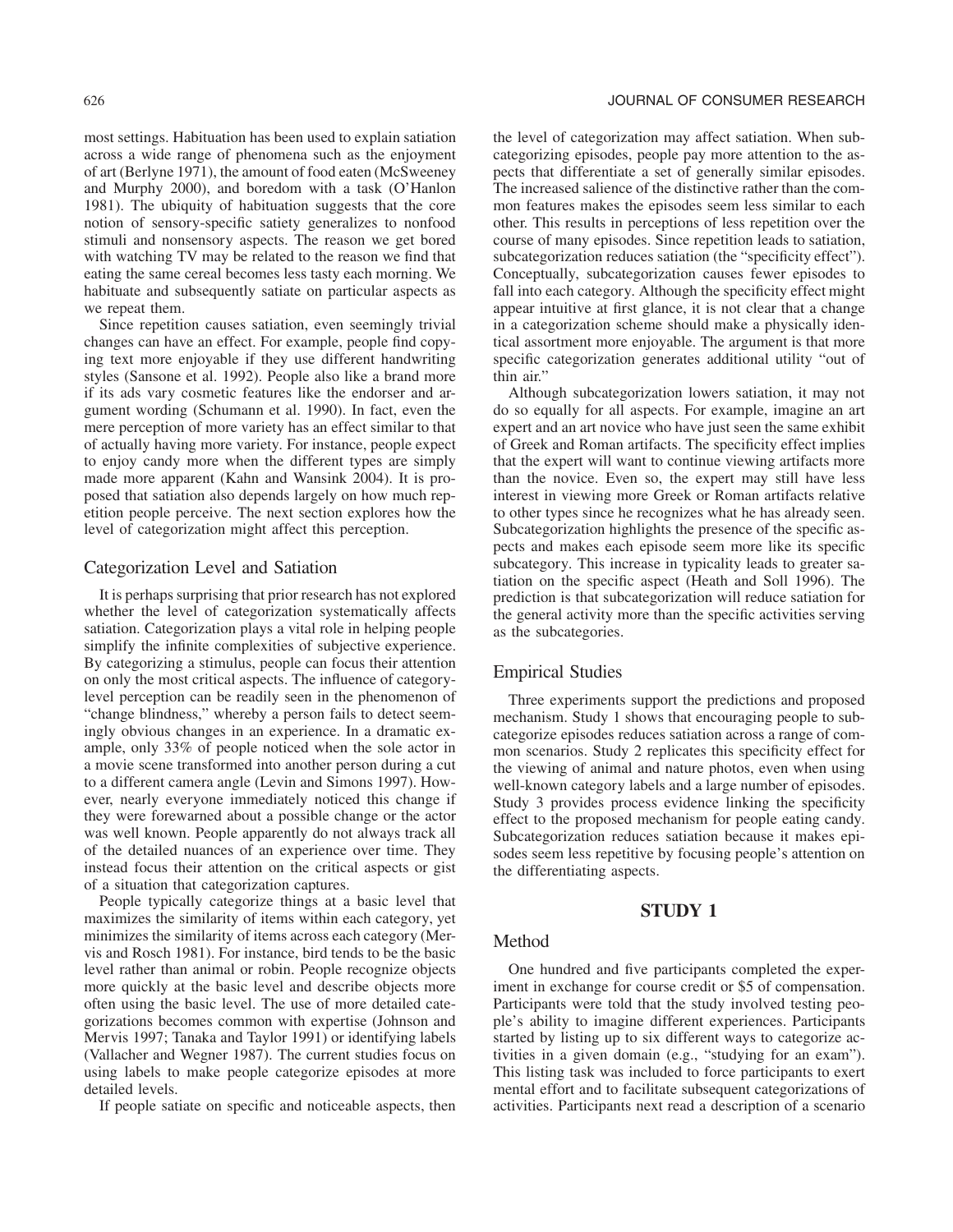most settings. Habituation has been used to explain satiation across a wide range of phenomena such as the enjoyment of art (Berlyne 1971), the amount of food eaten (McSweeney and Murphy 2000), and boredom with a task (O'Hanlon 1981). The ubiquity of habituation suggests that the core notion of sensory-specific satiety generalizes to nonfood stimuli and nonsensory aspects. The reason we get bored with watching TV may be related to the reason we find that eating the same cereal becomes less tasty each morning. We habituate and subsequently satiate on particular aspects as we repeat them.

Since repetition causes satiation, even seemingly trivial changes can have an effect. For example, people find copying text more enjoyable if they use different handwriting styles (Sansone et al. 1992). People also like a brand more if its ads vary cosmetic features like the endorser and argument wording (Schumann et al. 1990). In fact, even the mere perception of more variety has an effect similar to that of actually having more variety. For instance, people expect to enjoy candy more when the different types are simply made more apparent (Kahn and Wansink 2004). It is proposed that satiation also depends largely on how much repetition people perceive. The next section explores how the level of categorization might affect this perception.

## Categorization Level and Satiation

It is perhaps surprising that prior research has not explored whether the level of categorization systematically affects satiation. Categorization plays a vital role in helping people simplify the infinite complexities of subjective experience. By categorizing a stimulus, people can focus their attention on only the most critical aspects. The influence of category-level perception can be readily seen in the phenomenon of "change blindness," whereby a person fails to detect seemingly obvious changes in an experience. In a dramatic example, only 33% of people noticed when the sole actor in a movie scene transformed into another person during a cut to a different camera angle (Levin and Simons 1997). However, nearly everyone immediately noticed this change if they were forewarned about a possible change or the actor was well known. People apparently do not always track all of the detailed nuances of an experience over time. They instead focus their attention on the critical aspects or gist of a situation that categorization captures.

People typically categorize things at a basic level that maximizes the similarity of items within each category, yet minimizes the similarity of items across each category (Mervis and Rosch 1981). For instance, bird tends to be the basic level rather than animal or robin. People recognize objects more quickly at the basic level and describe objects more often using the basic level. The use of more detailed categorizations becomes common with expertise (Johnson and Mervis 1997; Tanaka and Taylor 1991) or identifying labels (Vallacher and Wegner 1987). The current studies focus on using labels to make people categorize episodes at more detailed levels.

If people satiate on specific and noticeable aspects, then the level of categorization may affect satiation. When subcategorizing episodes, people pay more attention to the aspects that differentiate a set of generally similar episodes. The increased salience of the distinctive rather than the common features makes the episodes seem less similar to each other. This results in perceptions of less repetition over the course of many episodes. Since repetition leads to satiation, subcategorization reduces satiation (the "specificity effect"). Conceptually, subcategorization causes fewer episodes to fall into each category. Although the specificity effect might appear intuitive at first glance, it is not clear that a change in a categorization scheme should make a physically identical assortment more enjoyable. The argument is that more specific categorization generates additional utility "out of thin air."

Although subcategorization lowers satiation, it may not do so equally for all aspects. For example, imagine an art expert and an art novice who have just seen the same exhibit of Greek and Roman artifacts. The specificity effect implies that the expert will want to continue viewing artifacts more than the novice. Even so, the expert may still have less interest in viewing more Greek or Roman artifacts relative to other types since he recognizes what he has already seen. Subcategorization highlights the presence of the specific aspects and makes each episode seem more like its specific subcategory. This increase in typicality leads to greater satiation on the specific aspect (Heath and Soll 1996). The prediction is that subcategorization will reduce satiation for the general activity more than the specific activities serving as the subcategories.

## Empirical Studies

Three experiments support the predictions and proposed mechanism. Study 1 shows that encouraging people to subcategorize episodes reduces satiation across a range of common scenarios. Study 2 replicates this specificity effect for the viewing of animal and nature photos, even when using well-known category labels and a large number of episodes. Study 3 provides process evidence linking the specificity effect to the proposed mechanism for people eating candy. Subcategorization reduces satiation because it makes episodes seem less repetitive by focusing people's attention on the differentiating aspects.

# STUDY 1

## Method

One hundred and five participants completed the experiment in exchange for course credit or $5 of compensation. Participants were told that the study involved testing people's ability to imagine different experiences. Participants started by listing up to six different ways to categorize activities in a given domain (e.g., "studying for an exam"). This listing task was included to force participants to exert mental effort and to facilitate subsequent categorizations of activities. Participants next read a description of a scenario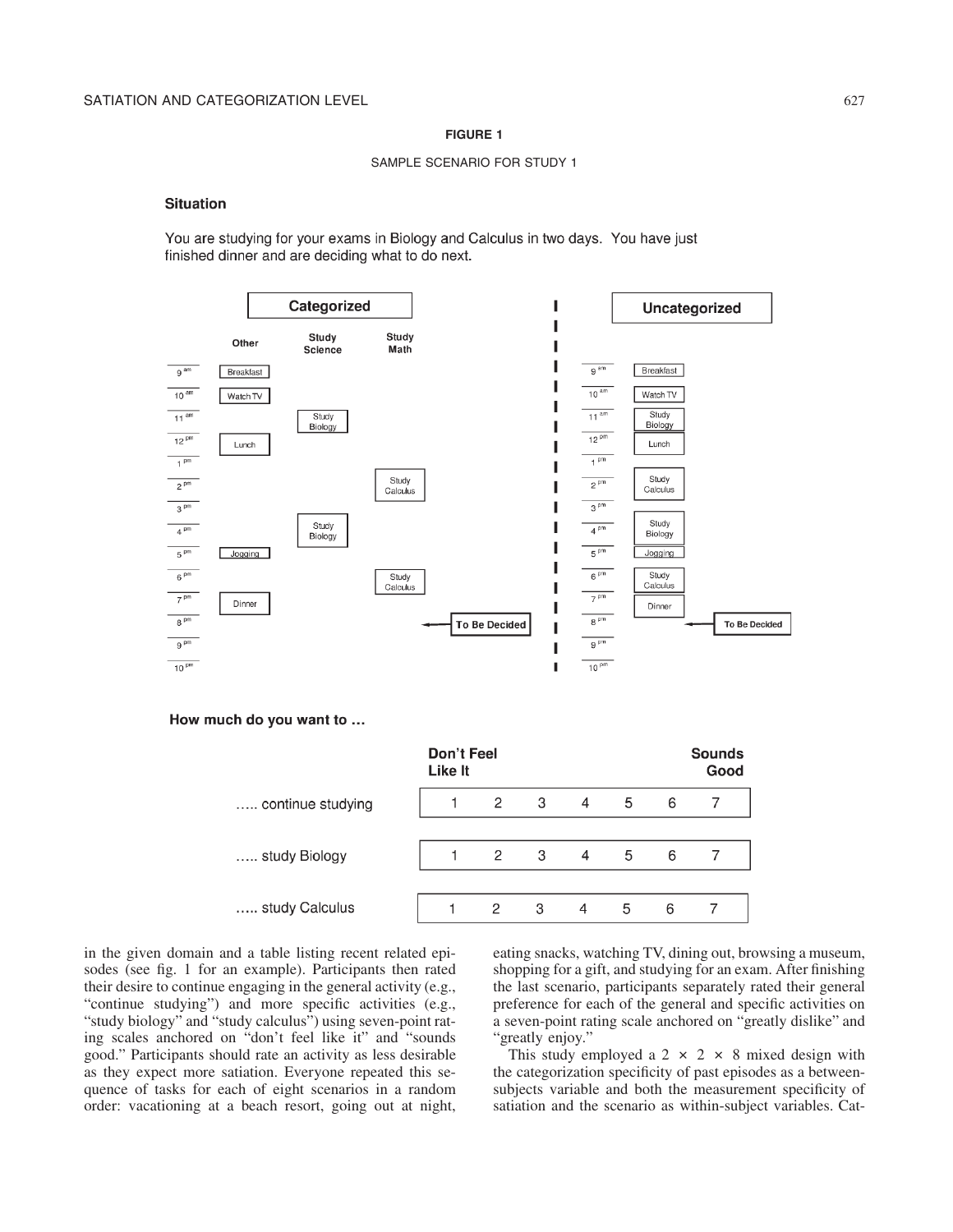**FIGURE 1**

SAMPLE SCENARIO FOR STUDY 1

**Situation**

You are studying for your exams in Biology and Calculus in two days. You have just finished dinner and are deciding what to do next.

**Categorized**

| | Other | Study Science | Study Math |
|---|---|---|---|
| 9 am | Breakfast | | |
| 10 am | Watch TV | | |
| 11 am | | Study Biology | |
| 12 pm | Lunch | | |
| 1 pm | | | |
| 2 pm | | | Study Calculus |
| 3 pm | | | |
| 4 pm | | Study Biology | |
| 5 pm | Jogging | | |
| 6 pm | | | Study Calculus |
| 7 pm | Dinner | | |
| 8 pm | | | ← To Be Decided |
| 9 pm | | | |
| 10 pm | | | |

**Uncategorized**

| | |
|---|---|
| 9 am | Breakfast |
| 10 am | Watch TV |
| 11 am | Study Biology |
| 12 pm | Lunch |
| 1 pm | |
| 2 pm | Study Calculus |
| 3 pm | |
| 4 pm | Study Biology |
| 5 pm | Jogging |
| 6 pm | Study Calculus |
| 7 pm | Dinner |
| 8 pm | ← To Be Decided |
| 9 pm | |
| 10 pm | |

**How much do you want to …**

| | Don't Feel Like It | | | | | | Sounds Good |
|---|---|---|---|---|---|---|---|
| ….. continue studying | 1 | 2 | 3 | 4 | 5 | 6 | 7 |
| ….. study Biology | 1 | 2 | 3 | 4 | 5 | 6 | 7 |
| ….. study Calculus | 1 | 2 | 3 | 4 | 5 | 6 | 7 |

in the given domain and a table listing recent related episodes (see fig. 1 for an example). Participants then rated their desire to continue engaging in the general activity (e.g., "continue studying") and more specific activities (e.g., "study biology" and "study calculus") using seven-point rating scales anchored on "don't feel like it" and "sounds good." Participants should rate an activity as less desirable as they expect more satiation. Everyone repeated this sequence of tasks for each of eight scenarios in a random order: vacationing at a beach resort, going out at night, eating snacks, watching TV, dining out, browsing a museum, shopping for a gift, and studying for an exam. After finishing the last scenario, participants separately rated their general preference for each of the general and specific activities on a seven-point rating scale anchored on "greatly dislike" and "greatly enjoy."

This study employed a $2 \times 2 \times 8$ mixed design with the categorization specificity of past episodes as a between-subjects variable and both the measurement specificity of satiation and the scenario as within-subject variables. Cat-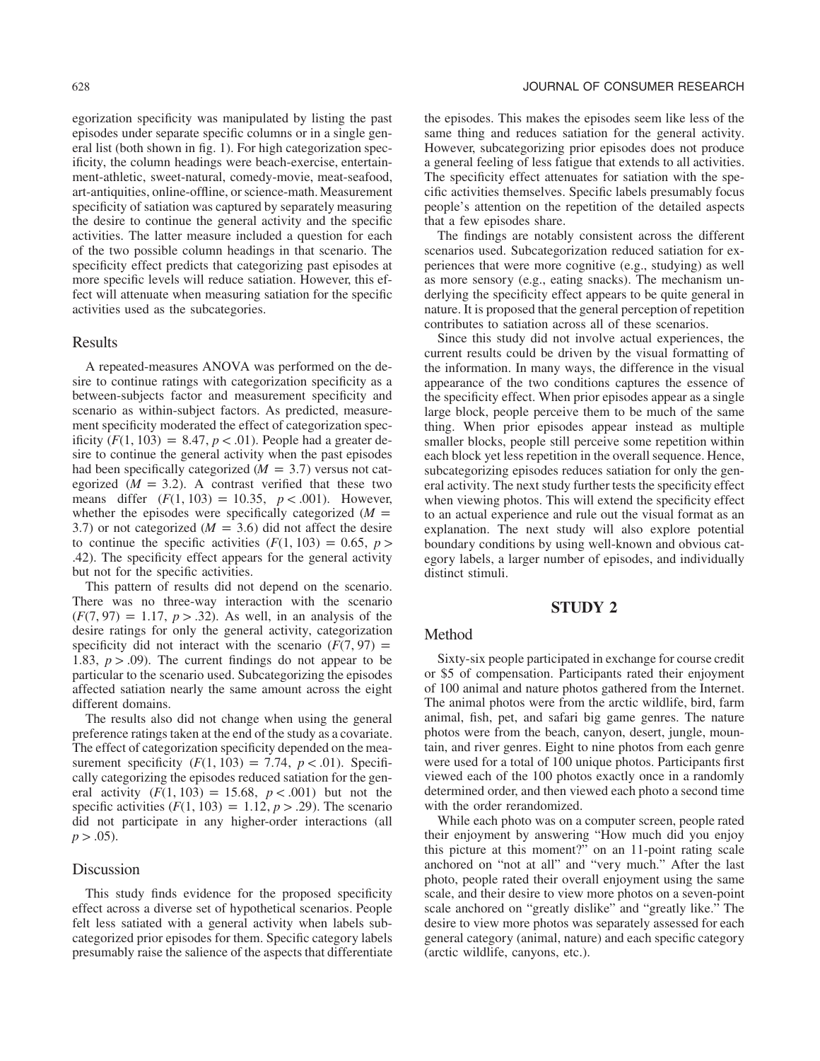egorization specificity was manipulated by listing the past episodes under separate specific columns or in a single general list (both shown in fig. 1). For high categorization specificity, the column headings were beach-exercise, entertainment-athletic, sweet-natural, comedy-movie, meat-seafood, art-antiquities, online-offline, or science-math. Measurement specificity of satiation was captured by separately measuring the desire to continue the general activity and the specific activities. The latter measure included a question for each of the two possible column headings in that scenario. The specificity effect predicts that categorizing past episodes at more specific levels will reduce satiation. However, this effect will attenuate when measuring satiation for the specific activities used as the subcategories.

## Results

A repeated-measures ANOVA was performed on the desire to continue ratings with categorization specificity as a between-subjects factor and measurement specificity and scenario as within-subject factors. As predicted, measurement specificity moderated the effect of categorization specificity ($F(1, 103) = 8.47$, $p < .01$). People had a greater desire to continue the general activity when the past episodes had been specifically categorized ($M = 3.7$) versus not categorized ($M = 3.2$). A contrast verified that these two means differ ($F(1, 103) = 10.35$, $p < .001$). However, whether the episodes were specifically categorized ($M = 3.7$) or not categorized ($M = 3.6$) did not affect the desire to continue the specific activities ($F(1, 103) = 0.65$, $p > .42$). The specificity effect appears for the general activity but not for the specific activities.

This pattern of results did not depend on the scenario. There was no three-way interaction with the scenario ($F(7, 97) = 1.17$, $p > .32$). As well, in an analysis of the desire ratings for only the general activity, categorization specificity did not interact with the scenario ($F(7, 97) = 1.83$, $p > .09$). The current findings do not appear to be particular to the scenario used. Subcategorizing the episodes affected satiation nearly the same amount across the eight different domains.

The results also did not change when using the general preference ratings taken at the end of the study as a covariate. The effect of categorization specificity depended on the measurement specificity ($F(1, 103) = 7.74$, $p < .01$). Specifically categorizing the episodes reduced satiation for the general activity ($F(1, 103) = 15.68$, $p < .001$) but not the specific activities ($F(1, 103) = 1.12$, $p > .29$). The scenario did not participate in any higher-order interactions (all $p > .05$).

## Discussion

This study finds evidence for the proposed specificity effect across a diverse set of hypothetical scenarios. People felt less satiated with a general activity when labels subcategorized prior episodes for them. Specific category labels presumably raise the salience of the aspects that differentiate the episodes. This makes the episodes seem like less of the same thing and reduces satiation for the general activity. However, subcategorizing prior episodes does not produce a general feeling of less fatigue that extends to all activities. The specificity effect attenuates for satiation with the specific activities themselves. Specific labels presumably focus people's attention on the repetition of the detailed aspects that a few episodes share.

The findings are notably consistent across the different scenarios used. Subcategorization reduced satiation for experiences that were more cognitive (e.g., studying) as well as more sensory (e.g., eating snacks). The mechanism underlying the specificity effect appears to be quite general in nature. It is proposed that the general perception of repetition contributes to satiation across all of these scenarios.

Since this study did not involve actual experiences, the current results could be driven by the visual formatting of the information. In many ways, the difference in the visual appearance of the two conditions captures the essence of the specificity effect. When prior episodes appear as a single large block, people perceive them to be much of the same thing. When prior episodes appear instead as multiple smaller blocks, people still perceive some repetition within each block yet less repetition in the overall sequence. Hence, subcategorizing episodes reduces satiation for only the general activity. The next study further tests the specificity effect when viewing photos. This will extend the specificity effect to an actual experience and rule out the visual format as an explanation. The next study will also explore potential boundary conditions by using well-known and obvious category labels, a larger number of episodes, and individually distinct stimuli.

# STUDY 2

## Method

Sixty-six people participated in exchange for course credit or \$5 of compensation. Participants rated their enjoyment of 100 animal and nature photos gathered from the Internet. The animal photos were from the arctic wildlife, bird, farm animal, fish, pet, and safari big game genres. The nature photos were from the beach, canyon, desert, jungle, mountain, and river genres. Eight to nine photos from each genre were used for a total of 100 unique photos. Participants first viewed each of the 100 photos exactly once in a randomly determined order, and then viewed each photo a second time with the order rerandomized.

While each photo was on a computer screen, people rated their enjoyment by answering "How much did you enjoy this picture at this moment?" on an 11-point rating scale anchored on "not at all" and "very much." After the last photo, people rated their overall enjoyment using the same scale, and their desire to view more photos on a seven-point scale anchored on "greatly dislike" and "greatly like." The desire to view more photos was separately assessed for each general category (animal, nature) and each specific category (arctic wildlife, canyons, etc.).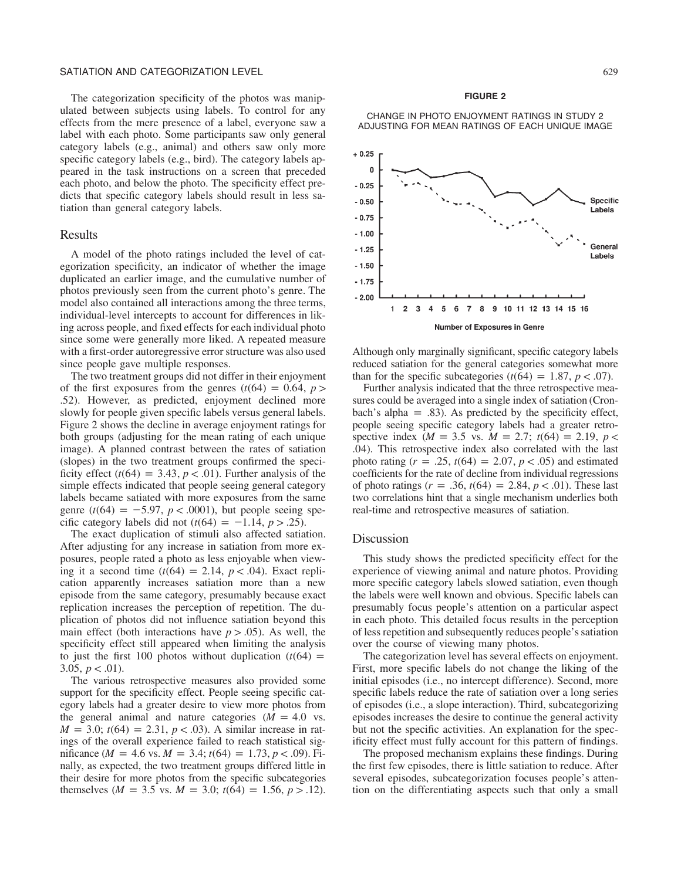The categorization specificity of the photos was manipulated between subjects using labels. To control for any effects from the mere presence of a label, everyone saw a label with each photo. Some participants saw only general category labels (e.g., animal) and others saw only more specific category labels (e.g., bird). The category labels appeared in the task instructions on a screen that preceded each photo, and below the photo. The specificity effect predicts that specific category labels should result in less satiation than general category labels.

## Results

A model of the photo ratings included the level of categorization specificity, an indicator of whether the image duplicated an earlier image, and the cumulative number of photos previously seen from the current photo's genre. The model also contained all interactions among the three terms, individual-level intercepts to account for differences in liking across people, and fixed effects for each individual photo since some were generally more liked. A repeated measure with a first-order autoregressive error structure was also used since people gave multiple responses.

The two treatment groups did not differ in their enjoyment of the first exposures from the genres ($t(64) = 0.64$, $p > .52$). However, as predicted, enjoyment declined more slowly for people given specific labels versus general labels. Figure 2 shows the decline in average enjoyment ratings for both groups (adjusting for the mean rating of each unique image). A planned contrast between the rates of satiation (slopes) in the two treatment groups confirmed the specificity effect ($t(64) = 3.43$, $p < .01$). Further analysis of the simple effects indicated that people seeing general category labels became satiated with more exposures from the same genre ($t(64) = -5.97$, $p < .0001$), but people seeing specific category labels did not ($t(64) = -1.14$, $p > .25$).

The exact duplication of stimuli also affected satiation. After adjusting for any increase in satiation from more exposures, people rated a photo as less enjoyable when viewing it a second time ($t(64) = 2.14$, $p < .04$). Exact replication apparently increases satiation more than a new episode from the same category, presumably because exact replication increases the perception of repetition. The duplication of photos did not influence satiation beyond this main effect (both interactions have $p > .05$). As well, the specificity effect still appeared when limiting the analysis to just the first 100 photos without duplication ($t(64) = 3.05$, $p < .01$).

The various retrospective measures also provided some support for the specificity effect. People seeing specific category labels had a greater desire to view more photos from the general animal and nature categories ($M = 4.0$ vs. $M = 3.0$; $t(64) = 2.31$, $p < .03$). A similar increase in ratings of the overall experience failed to reach statistical significance ($M = 4.6$ vs. $M = 3.4$; $t(64) = 1.73$, $p < .09$). Finally, as expected, the two treatment groups differed little in their desire for more photos from the specific subcategories themselves ($M = 3.5$ vs. $M = 3.0$; $t(64) = 1.56$, $p > .12$).

**FIGURE 2**

CHANGE IN PHOTO ENJOYMENT RATINGS IN STUDY 2 ADJUSTING FOR MEAN RATINGS OF EACH UNIQUE IMAGE

Although only marginally significant, specific category labels reduced satiation for the general categories somewhat more than for the specific subcategories ($t(64) = 1.87$, $p < .07$).

Further analysis indicated that the three retrospective measures could be averaged into a single index of satiation (Cronbach's alpha = .83). As predicted by the specificity effect, people seeing specific category labels had a greater retrospective index ($M = 3.5$ vs. $M = 2.7$; $t(64) = 2.19$, $p < .04$). This retrospective index also correlated with the last photo rating ($r = .25$, $t(64) = 2.07$, $p < .05$) and estimated coefficients for the rate of decline from individual regressions of photo ratings ($r = .36$, $t(64) = 2.84$, $p < .01$). These last two correlations hint that a single mechanism underlies both real-time and retrospective measures of satiation.

## Discussion

This study shows the predicted specificity effect for the experience of viewing animal and nature photos. Providing more specific category labels slowed satiation, even though the labels were well known and obvious. Specific labels can presumably focus people's attention on a particular aspect in each photo. This detailed focus results in the perception of less repetition and subsequently reduces people's satiation over the course of viewing many photos.

The categorization level has several effects on enjoyment. First, more specific labels do not change the liking of the initial episodes (i.e., no intercept difference). Second, more specific labels reduce the rate of satiation over a long series of episodes (i.e., a slope interaction). Third, subcategorizing episodes increases the desire to continue the general activity but not the specific activities. An explanation for the specificity effect must fully account for this pattern of findings.

The proposed mechanism explains these findings. During the first few episodes, there is little satiation to reduce. After several episodes, subcategorization focuses people's attention on the differentiating aspects such that only a small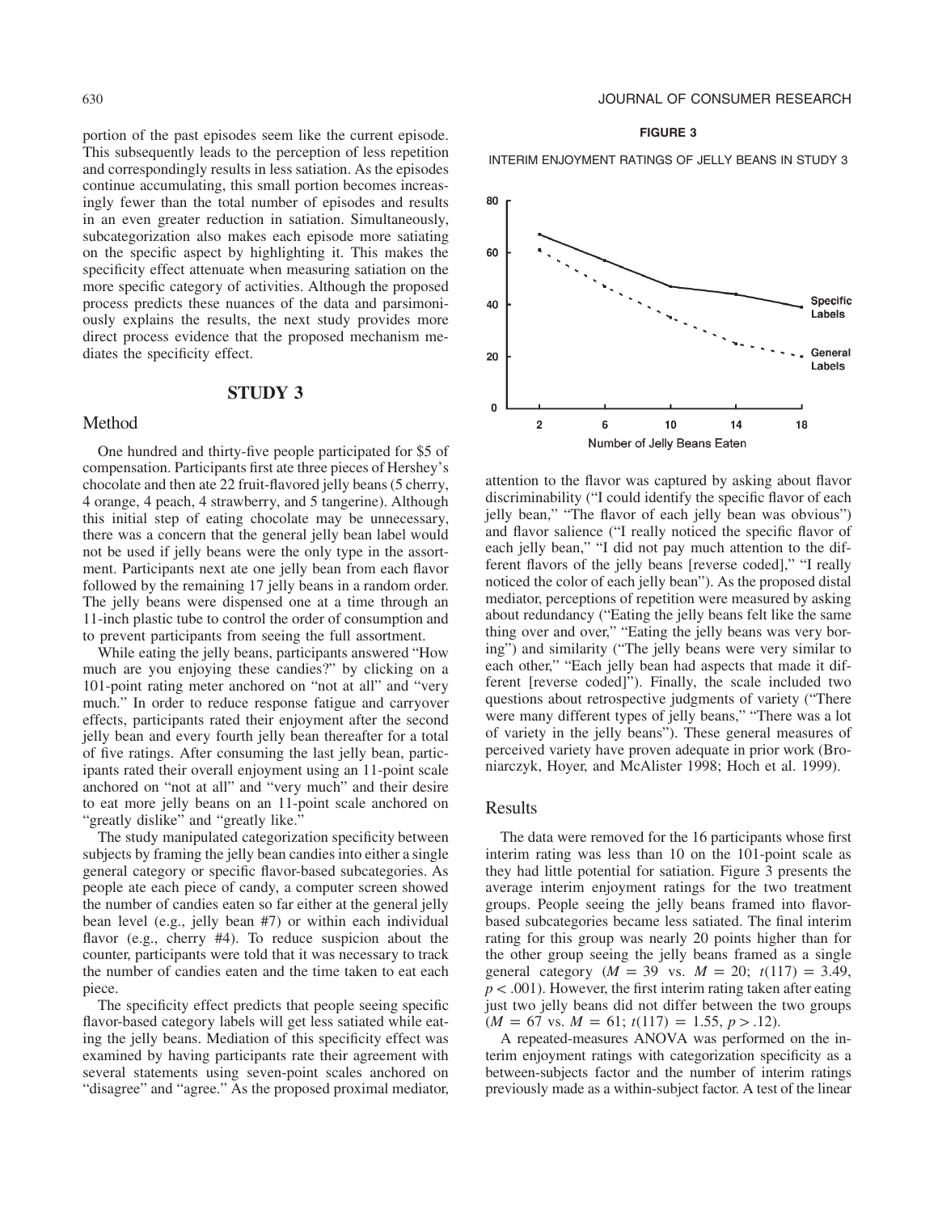portion of the past episodes seem like the current episode. This subsequently leads to the perception of less repetition and correspondingly results in less satiation. As the episodes continue accumulating, this small portion becomes increasingly fewer than the total number of episodes and results in an even greater reduction in satiation. Simultaneously, subcategorization also makes each episode more satiating on the specific aspect by highlighting it. This makes the specificity effect attenuate when measuring satiation on the more specific category of activities. Although the proposed process predicts these nuances of the data and parsimoniously explains the results, the next study provides more direct process evidence that the proposed mechanism mediates the specificity effect.

## STUDY 3

### Method

One hundred and thirty-five people participated for $5 of compensation. Participants first ate three pieces of Hershey's chocolate and then ate 22 fruit-flavored jelly beans (5 cherry, 4 orange, 4 peach, 4 strawberry, and 5 tangerine). Although this initial step of eating chocolate may be unnecessary, there was a concern that the general jelly bean label would not be used if jelly beans were the only type in the assortment. Participants next ate one jelly bean from each flavor followed by the remaining 17 jelly beans in a random order. The jelly beans were dispensed one at a time through an 11-inch plastic tube to control the order of consumption and to prevent participants from seeing the full assortment.

While eating the jelly beans, participants answered "How much are you enjoying these candies?" by clicking on a 101-point rating meter anchored on "not at all" and "very much." In order to reduce response fatigue and carryover effects, participants rated their enjoyment after the second jelly bean and every fourth jelly bean thereafter for a total of five ratings. After consuming the last jelly bean, participants rated their overall enjoyment using an 11-point scale anchored on "not at all" and "very much" and their desire to eat more jelly beans on an 11-point scale anchored on "greatly dislike" and "greatly like."

The study manipulated categorization specificity between subjects by framing the jelly bean candies into either a single general category or specific flavor-based subcategories. As people ate each piece of candy, a computer screen showed the number of candies eaten so far either at the general jelly bean level (e.g., jelly bean #7) or within each individual flavor (e.g., cherry #4). To reduce suspicion about the counter, participants were told that it was necessary to track the number of candies eaten and the time taken to eat each piece.

The specificity effect predicts that people seeing specific flavor-based category labels will get less satiated while eating the jelly beans. Mediation of this specificity effect was examined by having participants rate their agreement with several statements using seven-point scales anchored on "disagree" and "agree." As the proposed proximal mediator, attention to the flavor was captured by asking about flavor discriminability ("I could identify the specific flavor of each jelly bean," "The flavor of each jelly bean was obvious") and flavor salience ("I really noticed the specific flavor of each jelly bean," "I did not pay much attention to the different flavors of the jelly beans [reverse coded]," "I really noticed the color of each jelly bean"). As the proposed distal mediator, perceptions of repetition were measured by asking about redundancy ("Eating the jelly beans felt like the same thing over and over," "Eating the jelly beans was very boring") and similarity ("The jelly beans were very similar to each other," "Each jelly bean had aspects that made it different [reverse coded]"). Finally, the scale included two questions about retrospective judgments of variety ("There were many different types of jelly beans," "There was a lot of variety in the jelly beans"). These general measures of perceived variety have proven adequate in prior work (Broniarczyk, Hoyer, and McAlister 1998; Hoch et al. 1999).

**FIGURE 3**

INTERIM ENJOYMENT RATINGS OF JELLY BEANS IN STUDY 3

80
60
40
20
0
2 6 10 14 18
Number of Jelly Beans Eaten
Specific Labels
General Labels

### Results

The data were removed for the 16 participants whose first interim rating was less than 10 on the 101-point scale as they had little potential for satiation. Figure 3 presents the average interim enjoyment ratings for the two treatment groups. People seeing the jelly beans framed into flavor-based subcategories became less satiated. The final interim rating for this group was nearly 20 points higher than for the other group seeing the jelly beans framed as a single general category ($M = 39$ vs. $M = 20$; $t(117) = 3.49$, $p < .001$). However, the first interim rating taken after eating just two jelly beans did not differ between the two groups ($M = 67$ vs. $M = 61$; $t(117) = 1.55$, $p > .12$).

A repeated-measures ANOVA was performed on the interim enjoyment ratings with categorization specificity as a between-subjects factor and the number of interim ratings previously made as a within-subject factor. A test of the linear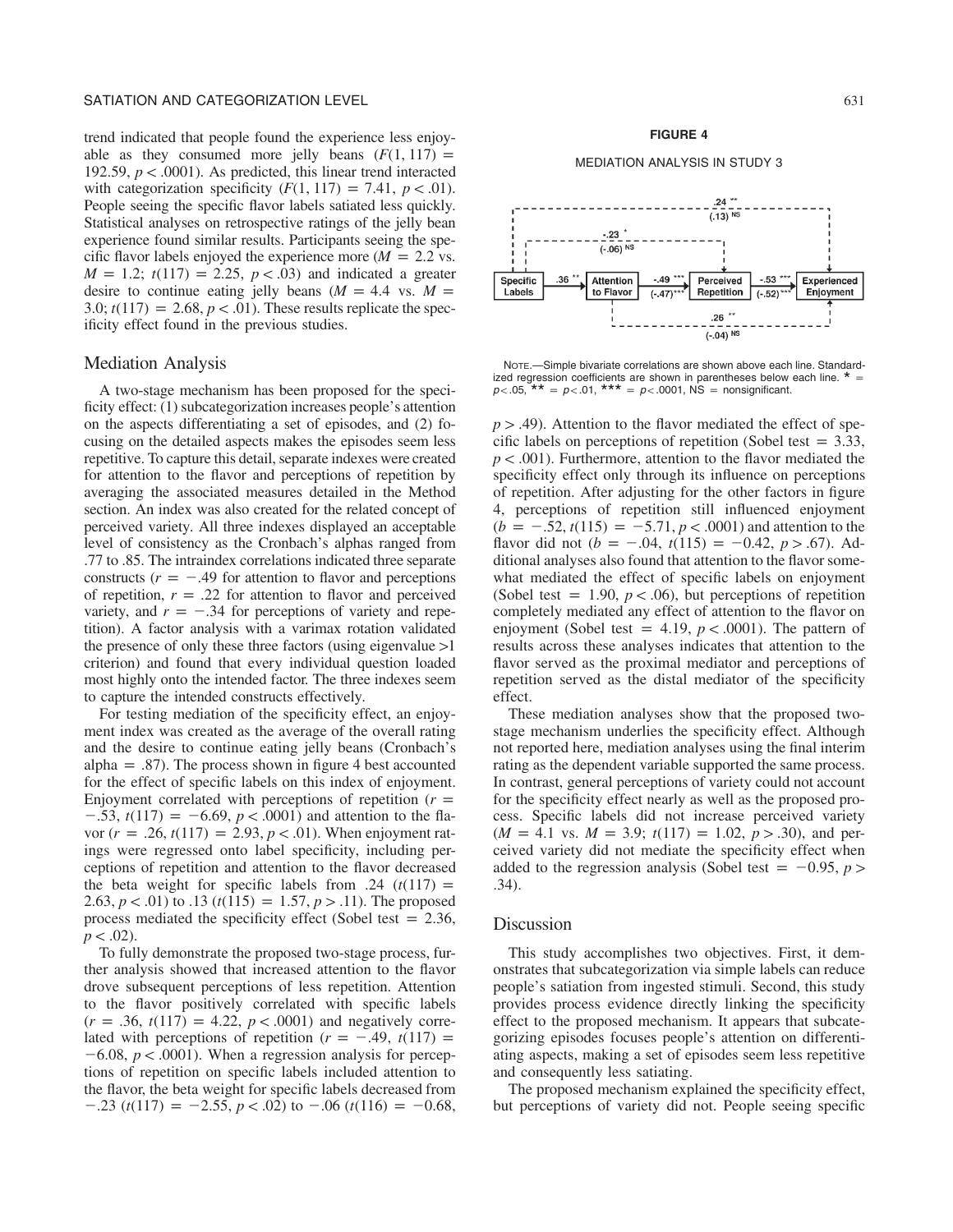trend indicated that people found the experience less enjoyable as they consumed more jelly beans ($F(1, 117) = 192.59$, $p < .0001$). As predicted, this linear trend interacted with categorization specificity ($F(1, 117) = 7.41$, $p < .01$). People seeing the specific flavor labels satiated less quickly. Statistical analyses on retrospective ratings of the jelly bean experience found similar results. Participants seeing the specific flavor labels enjoyed the experience more ($M = 2.2$ vs. $M = 1.2$; $t(117) = 2.25$, $p < .03$) and indicated a greater desire to continue eating jelly beans ($M = 4.4$ vs. $M = 3.0$; $t(117) = 2.68$, $p < .01$). These results replicate the specificity effect found in the previous studies.

## Mediation Analysis

A two-stage mechanism has been proposed for the specificity effect: (1) subcategorization increases people's attention on the aspects differentiating a set of episodes, and (2) focusing on the detailed aspects makes the episodes seem less repetitive. To capture this detail, separate indexes were created for attention to the flavor and perceptions of repetition by averaging the associated measures detailed in the Method section. An index was also created for the related concept of perceived variety. All three indexes displayed an acceptable level of consistency as the Cronbach's alphas ranged from .77 to .85. The intraindex correlations indicated three separate constructs ($r = -.49$ for attention to flavor and perceptions of repetition, $r = .22$ for attention to flavor and perceived variety, and $r = -.34$ for perceptions of variety and repetition). A factor analysis with a varimax rotation validated the presence of only these three factors (using eigenvalue >1 criterion) and found that every individual question loaded most highly onto the intended factor. The three indexes seem to capture the intended constructs effectively.

For testing mediation of the specificity effect, an enjoyment index was created as the average of the overall rating and the desire to continue eating jelly beans (Cronbach's alpha = .87). The process shown in figure 4 best accounted for the effect of specific labels on this index of enjoyment. Enjoyment correlated with perceptions of repetition ($r = -.53$, $t(117) = -6.69$, $p < .0001$) and attention to the flavor ($r = .26$, $t(117) = 2.93$, $p < .01$). When enjoyment ratings were regressed onto label specificity, including perceptions of repetition and attention to the flavor decreased the beta weight for specific labels from .24 ($t(117) = 2.63$, $p < .01$) to .13 ($t(115) = 1.57$, $p > .11$). The proposed process mediated the specificity effect (Sobel test = 2.36, $p < .02$).

To fully demonstrate the proposed two-stage process, further analysis showed that increased attention to the flavor drove subsequent perceptions of less repetition. Attention to the flavor positively correlated with specific labels ($r = .36$, $t(117) = 4.22$, $p < .0001$) and negatively correlated with perceptions of repetition ($r = -.49$, $t(117) = -6.08$, $p < .0001$). When a regression analysis for perceptions of repetition on specific labels included attention to the flavor, the beta weight for specific labels decreased from $-.23$ ($t(117) = -2.55$, $p < .02$) to $-.06$ ($t(116) = -0.68$, $p > .49$). Attention to the flavor mediated the effect of specific labels on perceptions of repetition (Sobel test = 3.33, $p < .001$). Furthermore, attention to the flavor mediated the specificity effect only through its influence on perceptions of repetition. After adjusting for the other factors in figure 4, perceptions of repetition still influenced enjoyment ($b = -.52$, $t(115) = -5.71$, $p < .0001$) and attention to the flavor did not ($b = -.04$, $t(115) = -0.42$, $p > .67$). Additional analyses also found that attention to the flavor somewhat mediated the effect of specific labels on enjoyment (Sobel test = 1.90, $p < .06$), but perceptions of repetition completely mediated any effect of attention to the flavor on enjoyment (Sobel test = 4.19, $p < .0001$). The pattern of results across these analyses indicates that attention to the flavor served as the proximal mediator and perceptions of repetition served as the distal mediator of the specificity effect.

**FIGURE 4**

MEDIATION ANALYSIS IN STUDY 3

Specific Labels → (.36**) Attention to Flavor → (-.49*** / (-.47)***) Perceived Repetition → (-.53*** / (-.52)***) Experienced Enjoyment

Specific Labels → Perceived Repetition: -.23* / (-.06) NS

Specific Labels → Experienced Enjoyment: .24** / (.13) NS

Attention to Flavor → Experienced Enjoyment: .26** / (-.04) NS

NOTE.—Simple bivariate correlations are shown above each line. Standardized regression coefficients are shown in parentheses below each line. * = $p<.05$, ** = $p<.01$, *** = $p<.0001$, NS = nonsignificant.

These mediation analyses show that the proposed two-stage mechanism underlies the specificity effect. Although not reported here, mediation analyses using the final interim rating as the dependent variable supported the same process. In contrast, general perceptions of variety could not account for the specificity effect nearly as well as the proposed process. Specific labels did not increase perceived variety ($M = 4.1$ vs. $M = 3.9$; $t(117) = 1.02$, $p > .30$), and perceived variety did not mediate the specificity effect when added to the regression analysis (Sobel test = $-0.95$, $p > .34$).

## Discussion

This study accomplishes two objectives. First, it demonstrates that subcategorization via simple labels can reduce people's satiation from ingested stimuli. Second, this study provides process evidence directly linking the specificity effect to the proposed mechanism. It appears that subcategorizing episodes focuses people's attention on differentiating aspects, making a set of episodes seem less repetitive and consequently less satiating.

The proposed mechanism explained the specificity effect, but perceptions of variety did not. People seeing specific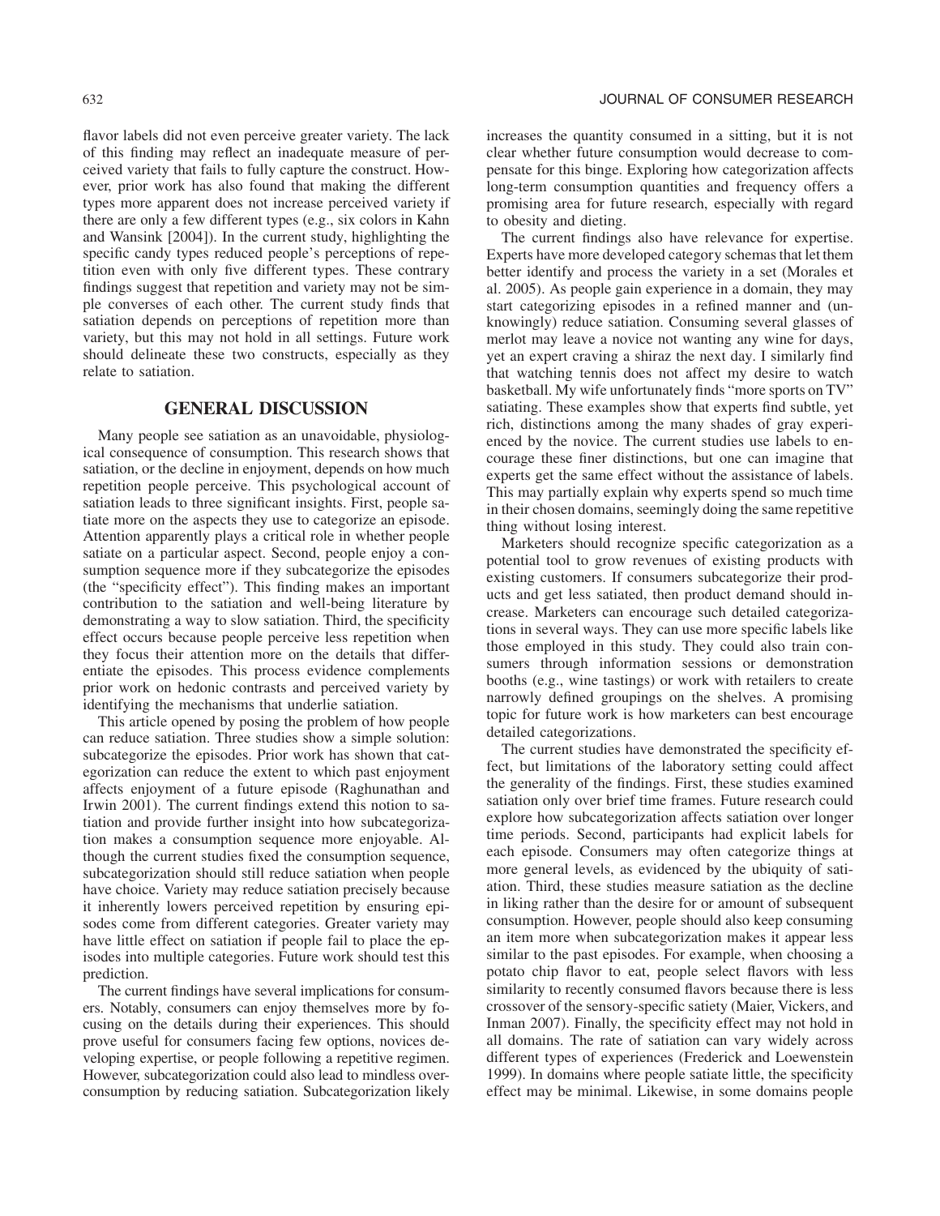flavor labels did not even perceive greater variety. The lack of this finding may reflect an inadequate measure of perceived variety that fails to fully capture the construct. However, prior work has also found that making the different types more apparent does not increase perceived variety if there are only a few different types (e.g., six colors in Kahn and Wansink [2004]). In the current study, highlighting the specific candy types reduced people's perceptions of repetition even with only five different types. These contrary findings suggest that repetition and variety may not be simple converses of each other. The current study finds that satiation depends on perceptions of repetition more than variety, but this may not hold in all settings. Future work should delineate these two constructs, especially as they relate to satiation.

## GENERAL DISCUSSION

Many people see satiation as an unavoidable, physiological consequence of consumption. This research shows that satiation, or the decline in enjoyment, depends on how much repetition people perceive. This psychological account of satiation leads to three significant insights. First, people satiate more on the aspects they use to categorize an episode. Attention apparently plays a critical role in whether people satiate on a particular aspect. Second, people enjoy a consumption sequence more if they subcategorize the episodes (the "specificity effect"). This finding makes an important contribution to the satiation and well-being literature by demonstrating a way to slow satiation. Third, the specificity effect occurs because people perceive less repetition when they focus their attention more on the details that differentiate the episodes. This process evidence complements prior work on hedonic contrasts and perceived variety by identifying the mechanisms that underlie satiation.

This article opened by posing the problem of how people can reduce satiation. Three studies show a simple solution: subcategorize the episodes. Prior work has shown that categorization can reduce the extent to which past enjoyment affects enjoyment of a future episode (Raghunathan and Irwin 2001). The current findings extend this notion to satiation and provide further insight into how subcategorization makes a consumption sequence more enjoyable. Although the current studies fixed the consumption sequence, subcategorization should still reduce satiation when people have choice. Variety may reduce satiation precisely because it inherently lowers perceived repetition by ensuring episodes come from different categories. Greater variety may have little effect on satiation if people fail to place the episodes into multiple categories. Future work should test this prediction.

The current findings have several implications for consumers. Notably, consumers can enjoy themselves more by focusing on the details during their experiences. This should prove useful for consumers facing few options, novices developing expertise, or people following a repetitive regimen. However, subcategorization could also lead to mindless overconsumption by reducing satiation. Subcategorization likely increases the quantity consumed in a sitting, but it is not clear whether future consumption would decrease to compensate for this binge. Exploring how categorization affects long-term consumption quantities and frequency offers a promising area for future research, especially with regard to obesity and dieting.

The current findings also have relevance for expertise. Experts have more developed category schemas that let them better identify and process the variety in a set (Morales et al. 2005). As people gain experience in a domain, they may start categorizing episodes in a refined manner and (unknowingly) reduce satiation. Consuming several glasses of merlot may leave a novice not wanting any wine for days, yet an expert craving a shiraz the next day. I similarly find that watching tennis does not affect my desire to watch basketball. My wife unfortunately finds "more sports on TV" satiating. These examples show that experts find subtle, yet rich, distinctions among the many shades of gray experienced by the novice. The current studies use labels to encourage these finer distinctions, but one can imagine that experts get the same effect without the assistance of labels. This may partially explain why experts spend so much time in their chosen domains, seemingly doing the same repetitive thing without losing interest.

Marketers should recognize specific categorization as a potential tool to grow revenues of existing products with existing customers. If consumers subcategorize their products and get less satiated, then product demand should increase. Marketers can encourage such detailed categorizations in several ways. They can use more specific labels like those employed in this study. They could also train consumers through information sessions or demonstration booths (e.g., wine tastings) or work with retailers to create narrowly defined groupings on the shelves. A promising topic for future work is how marketers can best encourage detailed categorizations.

The current studies have demonstrated the specificity effect, but limitations of the laboratory setting could affect the generality of the findings. First, these studies examined satiation only over brief time frames. Future research could explore how subcategorization affects satiation over longer time periods. Second, participants had explicit labels for each episode. Consumers may often categorize things at more general levels, as evidenced by the ubiquity of satiation. Third, these studies measure satiation as the decline in liking rather than the desire for or amount of subsequent consumption. However, people should also keep consuming an item more when subcategorization makes it appear less similar to the past episodes. For example, when choosing a potato chip flavor to eat, people select flavors with less similarity to recently consumed flavors because there is less crossover of the sensory-specific satiety (Maier, Vickers, and Inman 2007). Finally, the specificity effect may not hold in all domains. The rate of satiation can vary widely across different types of experiences (Frederick and Loewenstein 1999). In domains where people satiate little, the specificity effect may be minimal. Likewise, in some domains people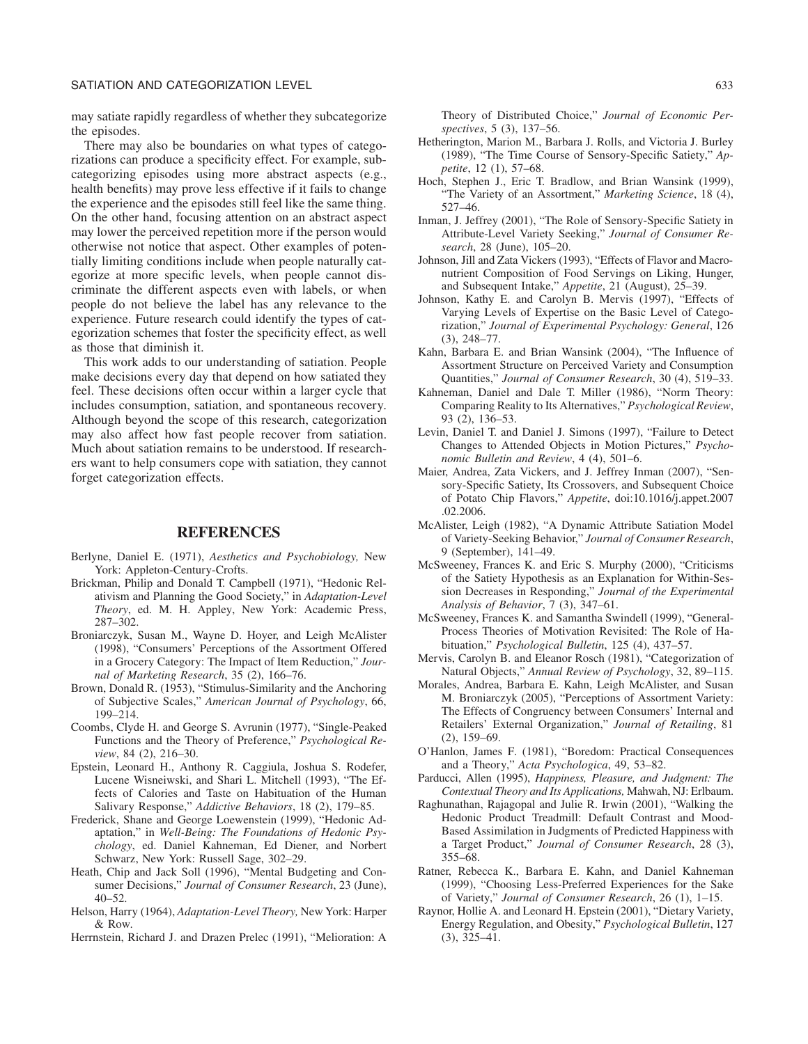may satiate rapidly regardless of whether they subcategorize the episodes.

There may also be boundaries on what types of categorizations can produce a specificity effect. For example, subcategorizing episodes using more abstract aspects (e.g., health benefits) may prove less effective if it fails to change the experience and the episodes still feel like the same thing. On the other hand, focusing attention on an abstract aspect may lower the perceived repetition more if the person would otherwise not notice that aspect. Other examples of potentially limiting conditions include when people naturally categorize at more specific levels, when people cannot discriminate the different aspects even with labels, or when people do not believe the label has any relevance to the experience. Future research could identify the types of categorization schemes that foster the specificity effect, as well as those that diminish it.

This work adds to our understanding of satiation. People make decisions every day that depend on how satiated they feel. These decisions often occur within a larger cycle that includes consumption, satiation, and spontaneous recovery. Although beyond the scope of this research, categorization may also affect how fast people recover from satiation. Much about satiation remains to be understood. If researchers want to help consumers cope with satiation, they cannot forget categorization effects.

## REFERENCES

Berlyne, Daniel E. (1971), *Aesthetics and Psychobiology,* New York: Appleton-Century-Crofts.

Brickman, Philip and Donald T. Campbell (1971), "Hedonic Relativism and Planning the Good Society," in *Adaptation-Level Theory*, ed. M. H. Appley, New York: Academic Press, 287–302.

Broniarczyk, Susan M., Wayne D. Hoyer, and Leigh McAlister (1998), "Consumers' Perceptions of the Assortment Offered in a Grocery Category: The Impact of Item Reduction," *Journal of Marketing Research*, 35 (2), 166–76.

Brown, Donald R. (1953), "Stimulus-Similarity and the Anchoring of Subjective Scales," *American Journal of Psychology*, 66, 199–214.

Coombs, Clyde H. and George S. Avrunin (1977), "Single-Peaked Functions and the Theory of Preference," *Psychological Review*, 84 (2), 216–30.

Epstein, Leonard H., Anthony R. Caggiula, Joshua S. Rodefer, Lucene Wisneiwski, and Shari L. Mitchell (1993), "The Effects of Calories and Taste on Habituation of the Human Salivary Response," *Addictive Behaviors*, 18 (2), 179–85.

Frederick, Shane and George Loewenstein (1999), "Hedonic Adaptation," in *Well-Being: The Foundations of Hedonic Psychology*, ed. Daniel Kahneman, Ed Diener, and Norbert Schwarz, New York: Russell Sage, 302–29.

Heath, Chip and Jack Soll (1996), "Mental Budgeting and Consumer Decisions," *Journal of Consumer Research*, 23 (June), 40–52.

Helson, Harry (1964), *Adaptation-Level Theory,* New York: Harper & Row.

Herrnstein, Richard J. and Drazen Prelec (1991), "Melioration: A Theory of Distributed Choice," *Journal of Economic Perspectives*, 5 (3), 137–56.

Hetherington, Marion M., Barbara J. Rolls, and Victoria J. Burley (1989), "The Time Course of Sensory-Specific Satiety," *Appetite*, 12 (1), 57–68.

Hoch, Stephen J., Eric T. Bradlow, and Brian Wansink (1999), "The Variety of an Assortment," *Marketing Science*, 18 (4), 527–46.

Inman, J. Jeffrey (2001), "The Role of Sensory-Specific Satiety in Attribute-Level Variety Seeking," *Journal of Consumer Research*, 28 (June), 105–20.

Johnson, Jill and Zata Vickers (1993), "Effects of Flavor and Macronutrient Composition of Food Servings on Liking, Hunger, and Subsequent Intake," *Appetite*, 21 (August), 25–39.

Johnson, Kathy E. and Carolyn B. Mervis (1997), "Effects of Varying Levels of Expertise on the Basic Level of Categorization," *Journal of Experimental Psychology: General*, 126 (3), 248–77.

Kahn, Barbara E. and Brian Wansink (2004), "The Influence of Assortment Structure on Perceived Variety and Consumption Quantities," *Journal of Consumer Research*, 30 (4), 519–33.

Kahneman, Daniel and Dale T. Miller (1986), "Norm Theory: Comparing Reality to Its Alternatives," *Psychological Review*, 93 (2), 136–53.

Levin, Daniel T. and Daniel J. Simons (1997), "Failure to Detect Changes to Attended Objects in Motion Pictures," *Psychonomic Bulletin and Review*, 4 (4), 501–6.

Maier, Andrea, Zata Vickers, and J. Jeffrey Inman (2007), "Sensory-Specific Satiety, Its Crossovers, and Subsequent Choice of Potato Chip Flavors," *Appetite*, doi:10.1016/j.appet.2007.02.2006.

McAlister, Leigh (1982), "A Dynamic Attribute Satiation Model of Variety-Seeking Behavior," *Journal of Consumer Research*, 9 (September), 141–49.

McSweeney, Frances K. and Eric S. Murphy (2000), "Criticisms of the Satiety Hypothesis as an Explanation for Within-Session Decreases in Responding," *Journal of the Experimental Analysis of Behavior*, 7 (3), 347–61.

McSweeney, Frances K. and Samantha Swindell (1999), "General-Process Theories of Motivation Revisited: The Role of Habituation," *Psychological Bulletin*, 125 (4), 437–57.

Mervis, Carolyn B. and Eleanor Rosch (1981), "Categorization of Natural Objects," *Annual Review of Psychology*, 32, 89–115.

Morales, Andrea, Barbara E. Kahn, Leigh McAlister, and Susan M. Broniarczyk (2005), "Perceptions of Assortment Variety: The Effects of Congruency between Consumers' Internal and Retailers' External Organization," *Journal of Retailing*, 81 (2), 159–69.

O'Hanlon, James F. (1981), "Boredom: Practical Consequences and a Theory," *Acta Psychologica*, 49, 53–82.

Parducci, Allen (1995), *Happiness, Pleasure, and Judgment: The Contextual Theory and Its Applications,* Mahwah, NJ: Erlbaum.

Raghunathan, Rajagopal and Julie R. Irwin (2001), "Walking the Hedonic Product Treadmill: Default Contrast and Mood-Based Assimilation in Judgments of Predicted Happiness with a Target Product," *Journal of Consumer Research*, 28 (3), 355–68.

Ratner, Rebecca K., Barbara E. Kahn, and Daniel Kahneman (1999), "Choosing Less-Preferred Experiences for the Sake of Variety," *Journal of Consumer Research*, 26 (1), 1–15.

Raynor, Hollie A. and Leonard H. Epstein (2001), "Dietary Variety, Energy Regulation, and Obesity," *Psychological Bulletin*, 127 (3), 325–41.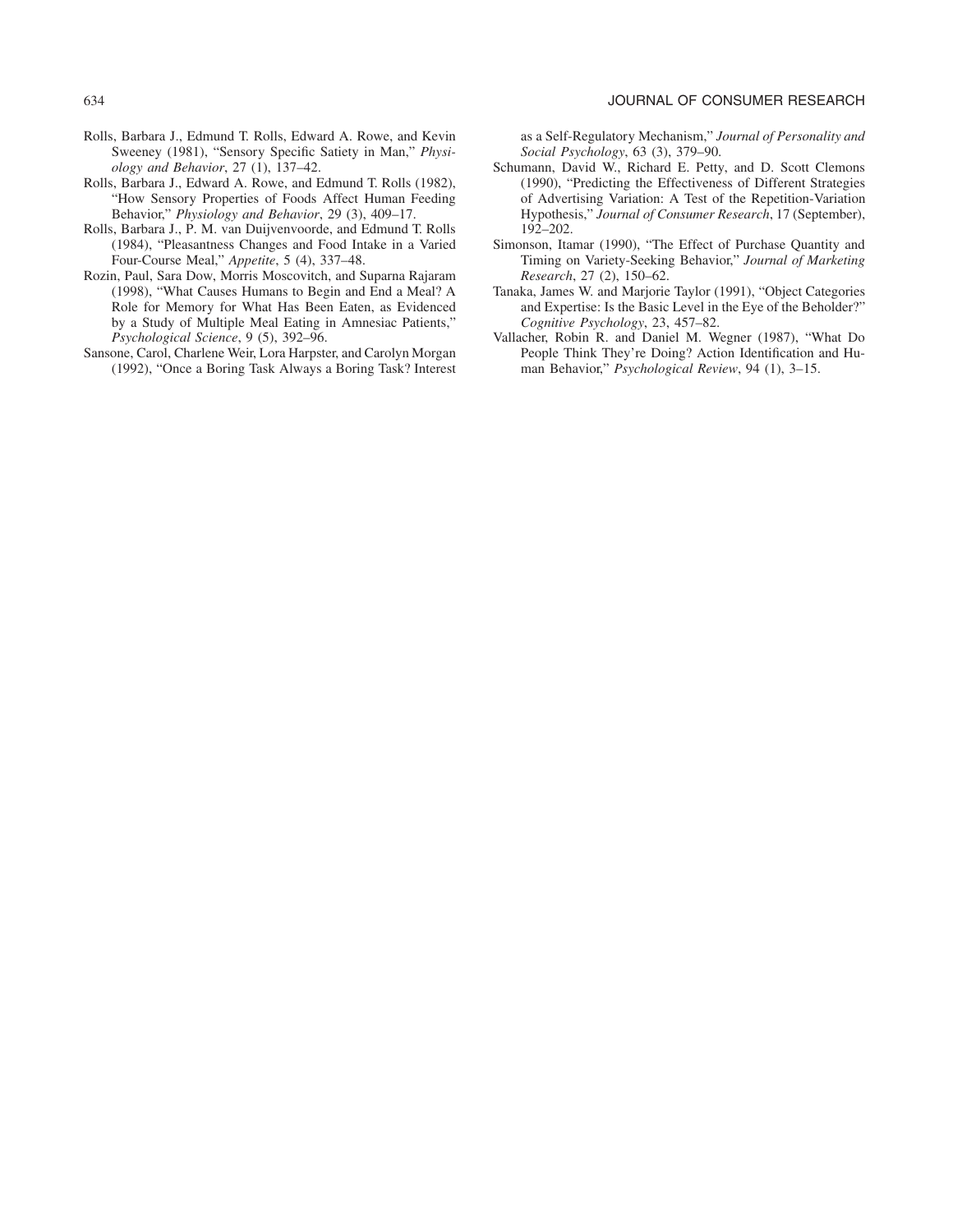Rolls, Barbara J., Edmund T. Rolls, Edward A. Rowe, and Kevin Sweeney (1981), "Sensory Specific Satiety in Man," *Physiology and Behavior*, 27 (1), 137–42.

Rolls, Barbara J., Edward A. Rowe, and Edmund T. Rolls (1982), "How Sensory Properties of Foods Affect Human Feeding Behavior," *Physiology and Behavior*, 29 (3), 409–17.

Rolls, Barbara J., P. M. van Duijvenvoorde, and Edmund T. Rolls (1984), "Pleasantness Changes and Food Intake in a Varied Four-Course Meal," *Appetite*, 5 (4), 337–48.

Rozin, Paul, Sara Dow, Morris Moscovitch, and Suparna Rajaram (1998), "What Causes Humans to Begin and End a Meal? A Role for Memory for What Has Been Eaten, as Evidenced by a Study of Multiple Meal Eating in Amnesiac Patients," *Psychological Science*, 9 (5), 392–96.

Sansone, Carol, Charlene Weir, Lora Harpster, and Carolyn Morgan (1992), "Once a Boring Task Always a Boring Task? Interest as a Self-Regulatory Mechanism," *Journal of Personality and Social Psychology*, 63 (3), 379–90.

Schumann, David W., Richard E. Petty, and D. Scott Clemons (1990), "Predicting the Effectiveness of Different Strategies of Advertising Variation: A Test of the Repetition-Variation Hypothesis," *Journal of Consumer Research*, 17 (September), 192–202.

Simonson, Itamar (1990), "The Effect of Purchase Quantity and Timing on Variety-Seeking Behavior," *Journal of Marketing Research*, 27 (2), 150–62.

Tanaka, James W. and Marjorie Taylor (1991), "Object Categories and Expertise: Is the Basic Level in the Eye of the Beholder?" *Cognitive Psychology*, 23, 457–82.

Vallacher, Robin R. and Daniel M. Wegner (1987), "What Do People Think They're Doing? Action Identification and Human Behavior," *Psychological Review*, 94 (1), 3–15.